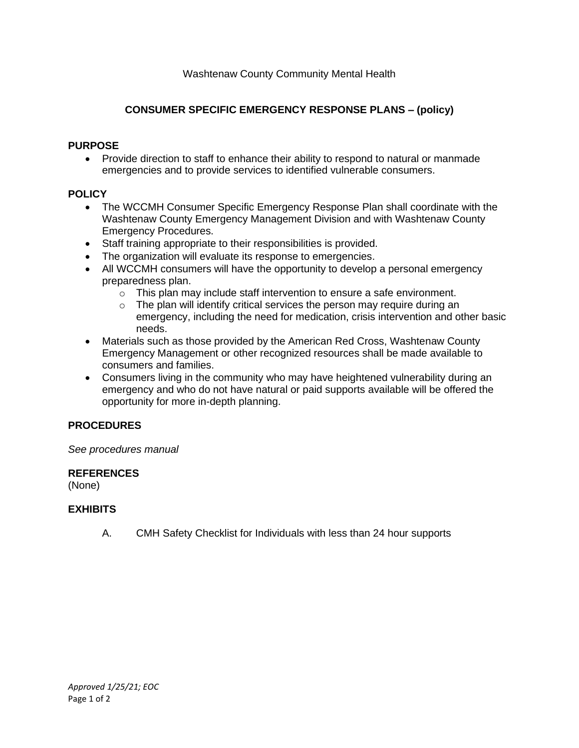Washtenaw County Community Mental Health

# CONSUMER SPECIFIC EMERGENCY RESPONSE PLANS – (policy)

## PURPOSE

- Provide direction to staff to enhance their ability to respond to natural or manmade emergencies and to provide services to identified vulnerable consumers.

## POLICY

- The WCCMH Consumer Specific Emergency Response Plan shall coordinate with the Washtenaw County Emergency Management Division and with Washtenaw County Emergency Procedures.
- Staff training appropriate to their responsibilities is provided.
- The organization will evaluate its response to emergencies.
- All WCCMH consumers will have the opportunity to develop a personal emergency preparedness plan.
  - This plan may include staff intervention to ensure a safe environment.
  - The plan will identify critical services the person may require during an emergency, including the need for medication, crisis intervention and other basic needs.
- Materials such as those provided by the American Red Cross, Washtenaw County Emergency Management or other recognized resources shall be made available to consumers and families.
- Consumers living in the community who may have heightened vulnerability during an emergency and who do not have natural or paid supports available will be offered the opportunity for more in-depth planning.

## PROCEDURES

*See procedures manual*

## REFERENCES

(None)

## EXHIBITS

A. CMH Safety Checklist for Individuals with less than 24 hour supports

*Approved 1/25/21; EOC*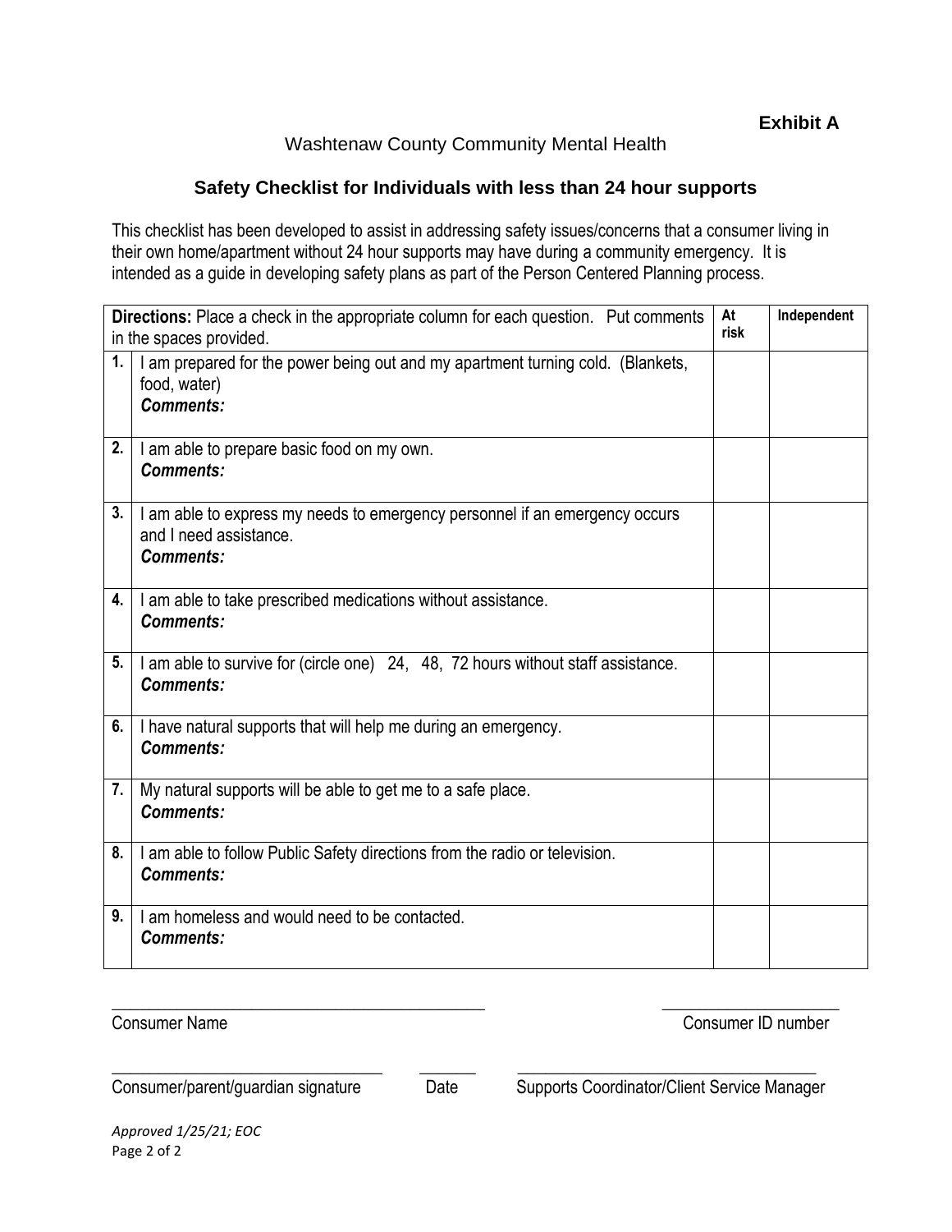**Exhibit A**

Washtenaw County Community Mental Health

## Safety Checklist for Individuals with less than 24 hour supports

This checklist has been developed to assist in addressing safety issues/concerns that a consumer living in their own home/apartment without 24 hour supports may have during a community emergency. It is intended as a guide in developing safety plans as part of the Person Centered Planning process.

| | **Directions:** Place a check in the appropriate column for each question. Put comments in the spaces provided. | **At risk** | **Independent** |
|---|---|---|---|
| **1.** | I am prepared for the power being out and my apartment turning cold. (Blankets, food, water)<br>***Comments:*** | | |
| **2.** | I am able to prepare basic food on my own.<br>***Comments:*** | | |
| **3.** | I am able to express my needs to emergency personnel if an emergency occurs and I need assistance.<br>***Comments:*** | | |
| **4.** | I am able to take prescribed medications without assistance.<br>***Comments:*** | | |
| **5.** | I am able to survive for (circle one) 24, 48, 72 hours without staff assistance.<br>***Comments:*** | | |
| **6.** | I have natural supports that will help me during an emergency.<br>***Comments:*** | | |
| **7.** | My natural supports will be able to get me to a safe place.<br>***Comments:*** | | |
| **8.** | I am able to follow Public Safety directions from the radio or television.<br>***Comments:*** | | |
| **9.** | I am homeless and would need to be contacted.<br>***Comments:*** | | |

_____________________________________________ Consumer Name

____________________ Consumer ID number

________________________________ Consumer/parent/guardian signature

_______ Date

___________________________________ Supports Coordinator/Client Service Manager

*Approved 1/25/21; EOC*